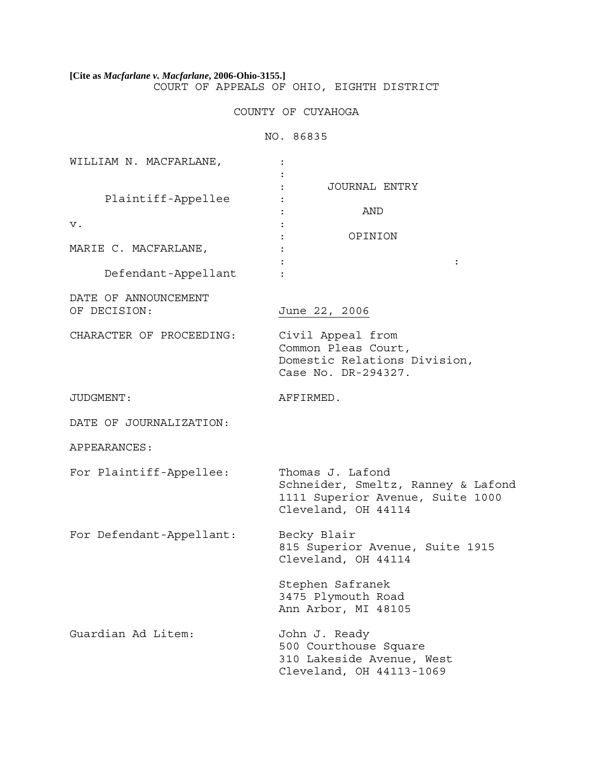**[Cite as *Macfarlane v. Macfarlane*, 2006-Ohio-3155.]**

COURT OF APPEALS OF OHIO, EIGHTH DISTRICT

COUNTY OF CUYAHOGA

NO. 86835

| | |
|---|---|
| WILLIAM N. MACFARLANE,<br><br>Plaintiff-Appellee<br><br>v.<br><br>MARIE C. MACFARLANE,<br><br>Defendant-Appellant | JOURNAL ENTRY<br><br>AND<br><br>OPINION |

| | |
|---|---|
| DATE OF ANNOUNCEMENT OF DECISION: | June 22, 2006 |
| CHARACTER OF PROCEEDING: | Civil Appeal from Common Pleas Court, Domestic Relations Division, Case No. DR-294327. |
| JUDGMENT: | AFFIRMED. |
| DATE OF JOURNALIZATION: | |

APPEARANCES:

| | |
|---|---|
| For Plaintiff-Appellee: | Thomas J. Lafond<br>Schneider, Smeltz, Ranney & Lafond<br>1111 Superior Avenue, Suite 1000<br>Cleveland, OH 44114 |
| For Defendant-Appellant: | Becky Blair<br>815 Superior Avenue, Suite 1915<br>Cleveland, OH 44114<br><br>Stephen Safranek<br>3475 Plymouth Road<br>Ann Arbor, MI 48105 |
| Guardian Ad Litem: | John J. Ready<br>500 Courthouse Square<br>310 Lakeside Avenue, West<br>Cleveland, OH 44113-1069 |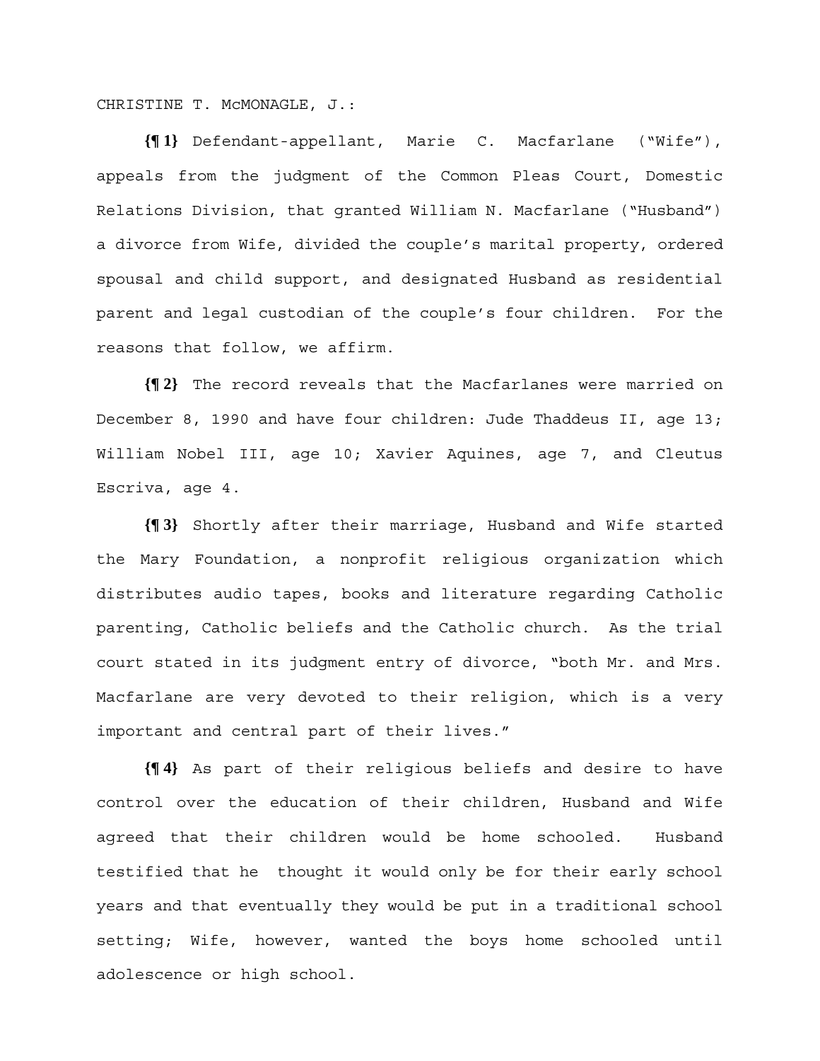CHRISTINE T. McMONAGLE, J.:

**{¶ 1}** Defendant-appellant, Marie C. Macfarlane ("Wife"), appeals from the judgment of the Common Pleas Court, Domestic Relations Division, that granted William N. Macfarlane ("Husband") a divorce from Wife, divided the couple's marital property, ordered spousal and child support, and designated Husband as residential parent and legal custodian of the couple's four children. For the reasons that follow, we affirm.

**{¶ 2}** The record reveals that the Macfarlanes were married on December 8, 1990 and have four children: Jude Thaddeus II, age 13; William Nobel III, age 10; Xavier Aquines, age 7, and Cleutus Escriva, age 4.

**{¶ 3}** Shortly after their marriage, Husband and Wife started the Mary Foundation, a nonprofit religious organization which distributes audio tapes, books and literature regarding Catholic parenting, Catholic beliefs and the Catholic church. As the trial court stated in its judgment entry of divorce, "both Mr. and Mrs. Macfarlane are very devoted to their religion, which is a very important and central part of their lives."

**{¶ 4}** As part of their religious beliefs and desire to have control over the education of their children, Husband and Wife agreed that their children would be home schooled. Husband testified that he thought it would only be for their early school years and that eventually they would be put in a traditional school setting; Wife, however, wanted the boys home schooled until adolescence or high school.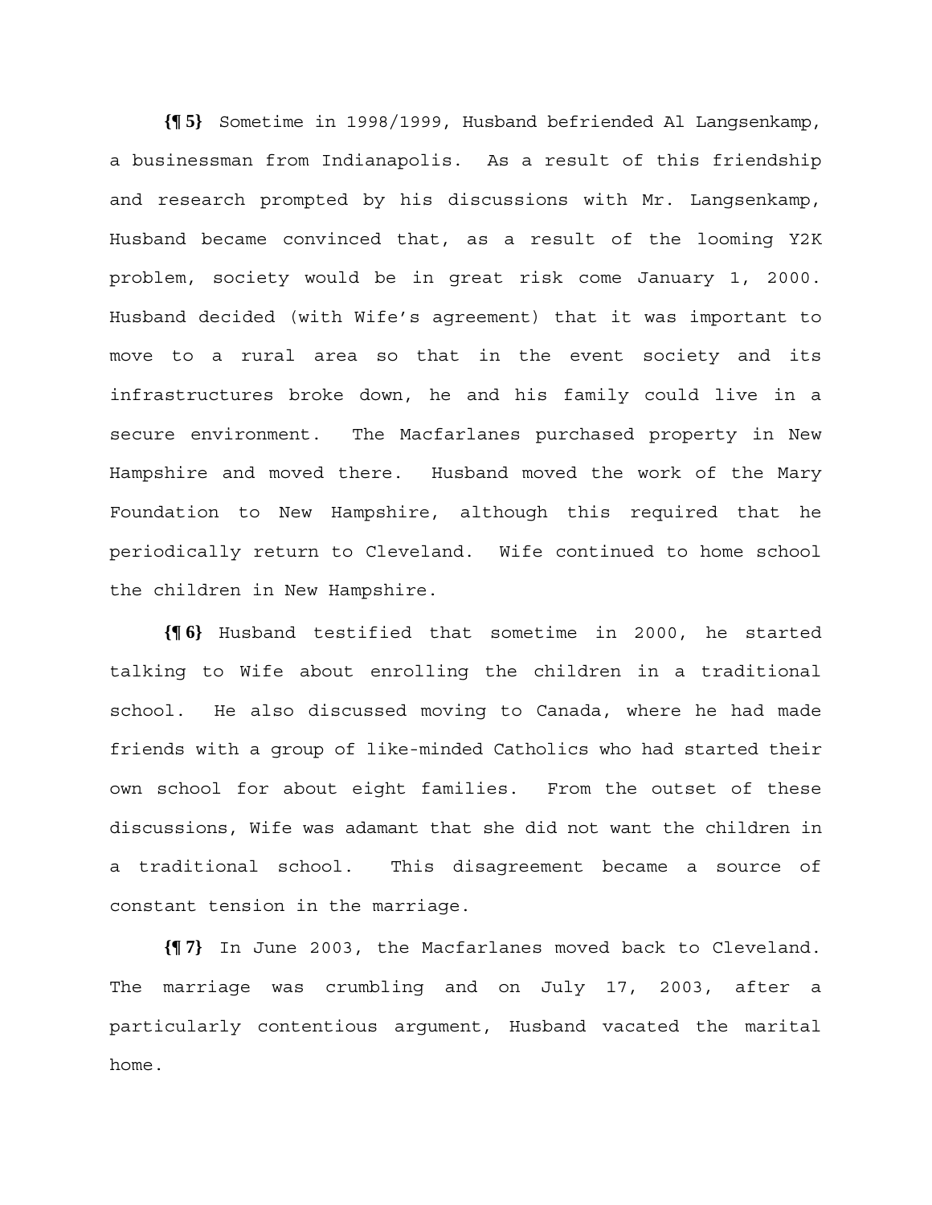**{¶ 5}** Sometime in 1998/1999, Husband befriended Al Langsenkamp, a businessman from Indianapolis. As a result of this friendship and research prompted by his discussions with Mr. Langsenkamp, Husband became convinced that, as a result of the looming Y2K problem, society would be in great risk come January 1, 2000. Husband decided (with Wife's agreement) that it was important to move to a rural area so that in the event society and its infrastructures broke down, he and his family could live in a secure environment. The Macfarlanes purchased property in New Hampshire and moved there. Husband moved the work of the Mary Foundation to New Hampshire, although this required that he periodically return to Cleveland. Wife continued to home school the children in New Hampshire.

**{¶ 6}** Husband testified that sometime in 2000, he started talking to Wife about enrolling the children in a traditional school. He also discussed moving to Canada, where he had made friends with a group of like-minded Catholics who had started their own school for about eight families. From the outset of these discussions, Wife was adamant that she did not want the children in a traditional school. This disagreement became a source of constant tension in the marriage.

**{¶ 7}** In June 2003, the Macfarlanes moved back to Cleveland. The marriage was crumbling and on July 17, 2003, after a particularly contentious argument, Husband vacated the marital home.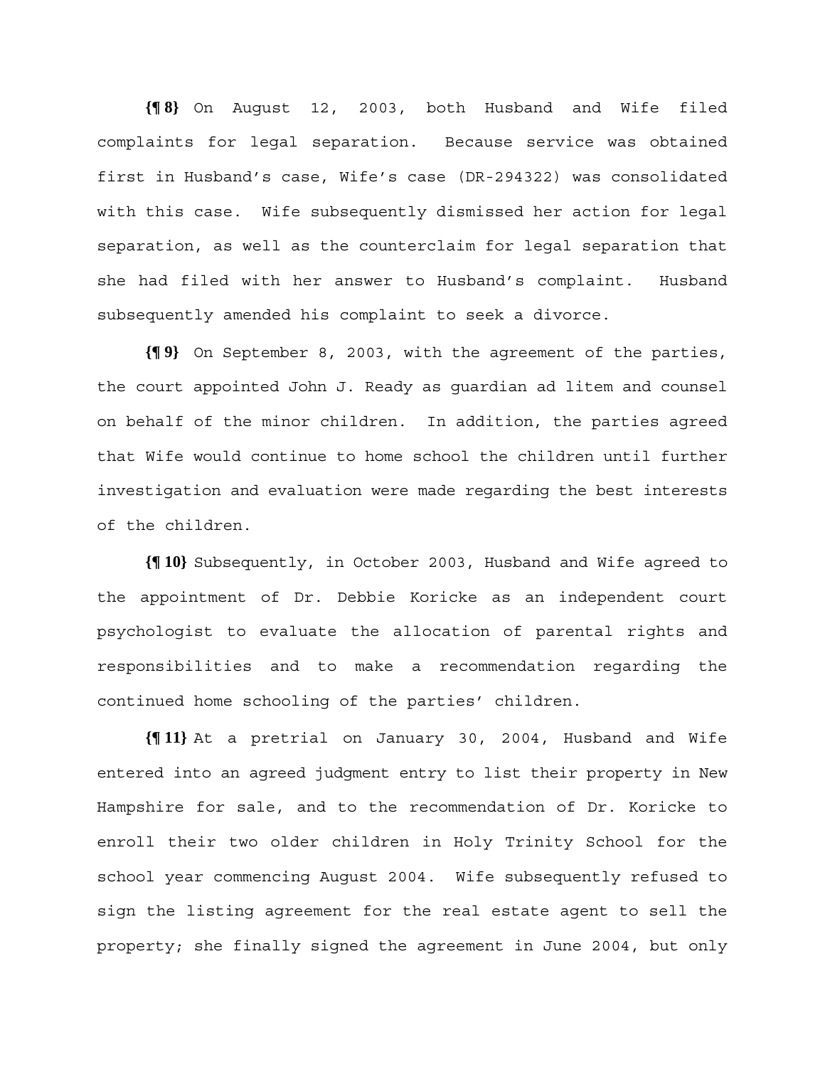**{¶ 8}** On August 12, 2003, both Husband and Wife filed complaints for legal separation. Because service was obtained first in Husband's case, Wife's case (DR-294322) was consolidated with this case. Wife subsequently dismissed her action for legal separation, as well as the counterclaim for legal separation that she had filed with her answer to Husband's complaint. Husband subsequently amended his complaint to seek a divorce.

**{¶ 9}** On September 8, 2003, with the agreement of the parties, the court appointed John J. Ready as guardian ad litem and counsel on behalf of the minor children. In addition, the parties agreed that Wife would continue to home school the children until further investigation and evaluation were made regarding the best interests of the children.

**{¶ 10}** Subsequently, in October 2003, Husband and Wife agreed to the appointment of Dr. Debbie Koricke as an independent court psychologist to evaluate the allocation of parental rights and responsibilities and to make a recommendation regarding the continued home schooling of the parties' children.

**{¶ 11}** At a pretrial on January 30, 2004, Husband and Wife entered into an agreed judgment entry to list their property in New Hampshire for sale, and to the recommendation of Dr. Koricke to enroll their two older children in Holy Trinity School for the school year commencing August 2004. Wife subsequently refused to sign the listing agreement for the real estate agent to sell the property; she finally signed the agreement in June 2004, but only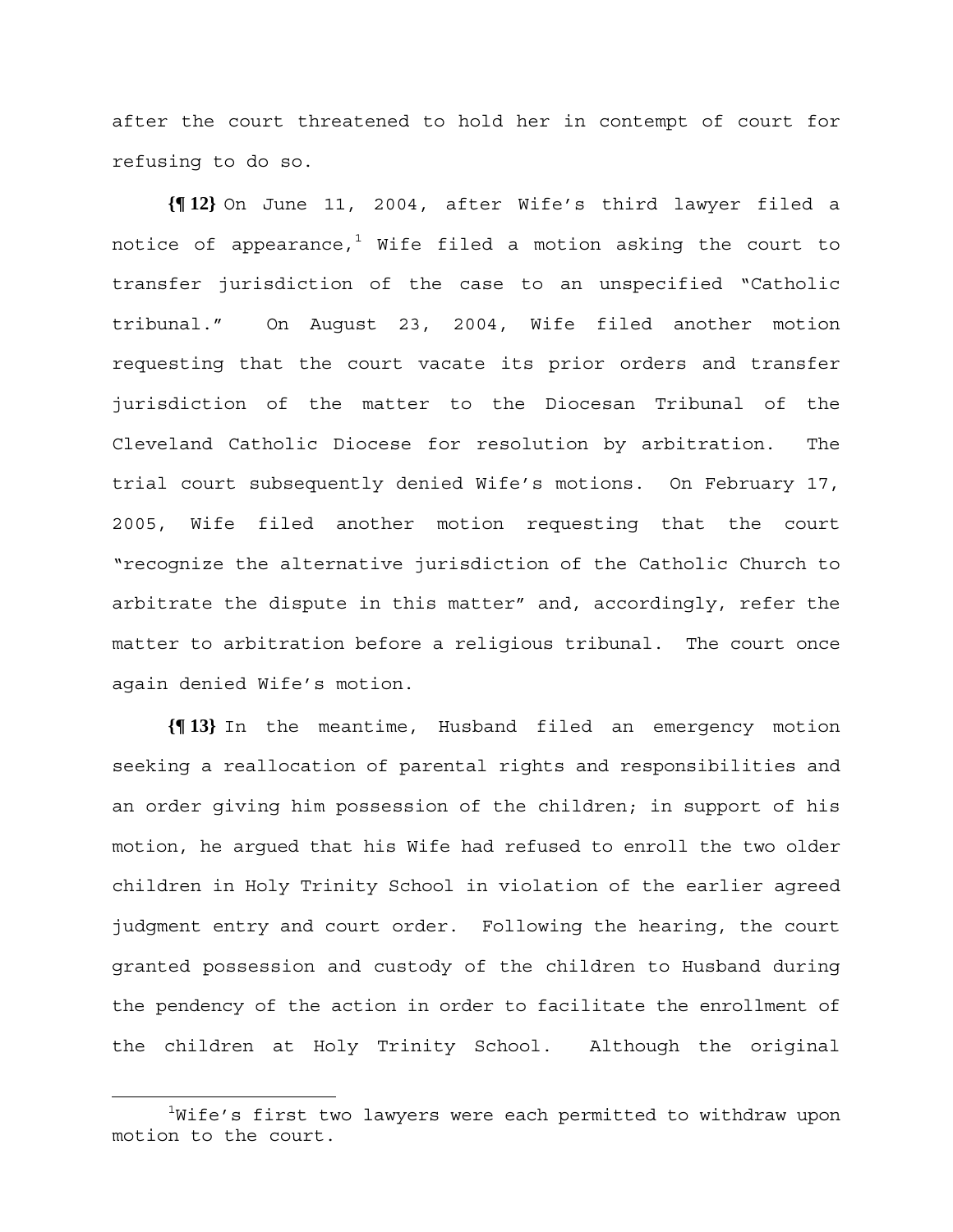after the court threatened to hold her in contempt of court for refusing to do so.

**{¶ 12}** On June 11, 2004, after Wife's third lawyer filed a notice of appearance,[1] Wife filed a motion asking the court to transfer jurisdiction of the case to an unspecified "Catholic tribunal." On August 23, 2004, Wife filed another motion requesting that the court vacate its prior orders and transfer jurisdiction of the matter to the Diocesan Tribunal of the Cleveland Catholic Diocese for resolution by arbitration. The trial court subsequently denied Wife's motions. On February 17, 2005, Wife filed another motion requesting that the court "recognize the alternative jurisdiction of the Catholic Church to arbitrate the dispute in this matter" and, accordingly, refer the matter to arbitration before a religious tribunal. The court once again denied Wife's motion.

**{¶ 13}** In the meantime, Husband filed an emergency motion seeking a reallocation of parental rights and responsibilities and an order giving him possession of the children; in support of his motion, he argued that his Wife had refused to enroll the two older children in Holy Trinity School in violation of the earlier agreed judgment entry and court order. Following the hearing, the court granted possession and custody of the children to Husband during the pendency of the action in order to facilitate the enrollment of the children at Holy Trinity School. Although the original

[1] Wife's first two lawyers were each permitted to withdraw upon motion to the court.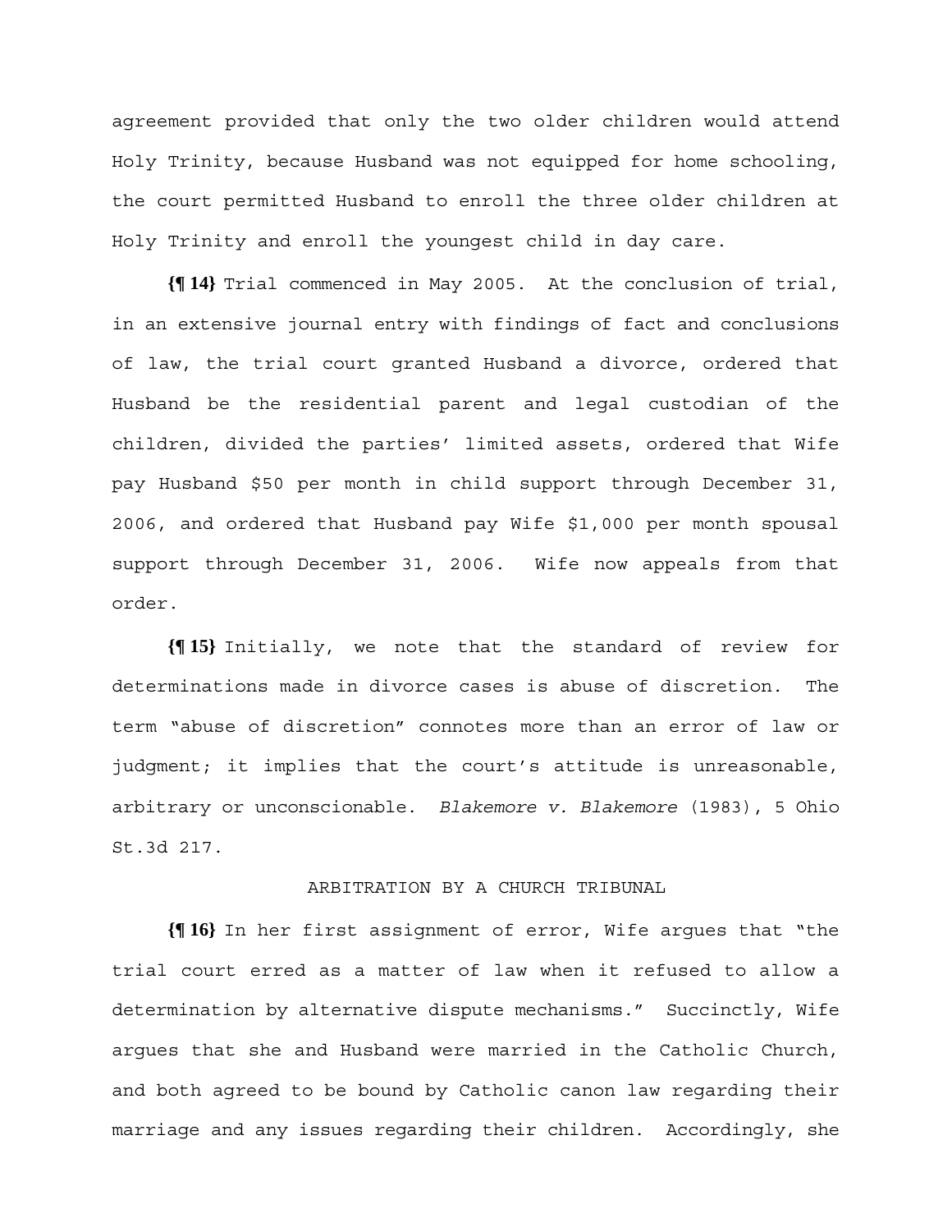agreement provided that only the two older children would attend Holy Trinity, because Husband was not equipped for home schooling, the court permitted Husband to enroll the three older children at Holy Trinity and enroll the youngest child in day care.

**{¶ 14}** Trial commenced in May 2005. At the conclusion of trial, in an extensive journal entry with findings of fact and conclusions of law, the trial court granted Husband a divorce, ordered that Husband be the residential parent and legal custodian of the children, divided the parties' limited assets, ordered that Wife pay Husband $50 per month in child support through December 31, 2006, and ordered that Husband pay Wife $1,000 per month spousal support through December 31, 2006. Wife now appeals from that order.

**{¶ 15}** Initially, we note that the standard of review for determinations made in divorce cases is abuse of discretion. The term "abuse of discretion" connotes more than an error of law or judgment; it implies that the court's attitude is unreasonable, arbitrary or unconscionable. *Blakemore v. Blakemore* (1983), 5 Ohio St.3d 217.

ARBITRATION BY A CHURCH TRIBUNAL

**{¶ 16}** In her first assignment of error, Wife argues that "the trial court erred as a matter of law when it refused to allow a determination by alternative dispute mechanisms." Succinctly, Wife argues that she and Husband were married in the Catholic Church, and both agreed to be bound by Catholic canon law regarding their marriage and any issues regarding their children. Accordingly, she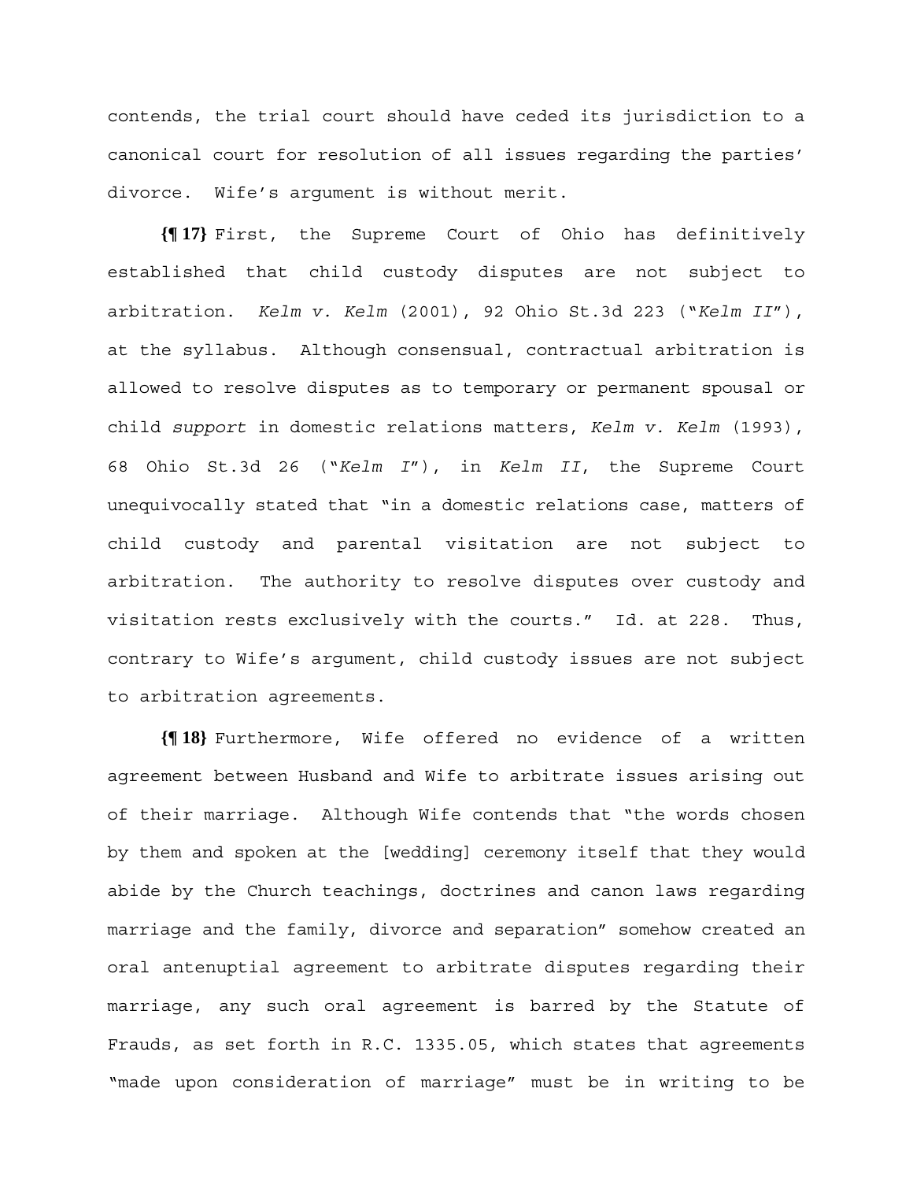contends, the trial court should have ceded its jurisdiction to a canonical court for resolution of all issues regarding the parties' divorce. Wife's argument is without merit.

**{¶ 17}** First, the Supreme Court of Ohio has definitively established that child custody disputes are not subject to arbitration. *Kelm v. Kelm* (2001), 92 Ohio St.3d 223 ("*Kelm II*"), at the syllabus. Although consensual, contractual arbitration is allowed to resolve disputes as to temporary or permanent spousal or child *support* in domestic relations matters, *Kelm v. Kelm* (1993), 68 Ohio St.3d 26 ("*Kelm I*"), in *Kelm II*, the Supreme Court unequivocally stated that "in a domestic relations case, matters of child custody and parental visitation are not subject to arbitration. The authority to resolve disputes over custody and visitation rests exclusively with the courts." Id. at 228. Thus, contrary to Wife's argument, child custody issues are not subject to arbitration agreements.

**{¶ 18}** Furthermore, Wife offered no evidence of a written agreement between Husband and Wife to arbitrate issues arising out of their marriage. Although Wife contends that "the words chosen by them and spoken at the [wedding] ceremony itself that they would abide by the Church teachings, doctrines and canon laws regarding marriage and the family, divorce and separation" somehow created an oral antenuptial agreement to arbitrate disputes regarding their marriage, any such oral agreement is barred by the Statute of Frauds, as set forth in R.C. 1335.05, which states that agreements "made upon consideration of marriage" must be in writing to be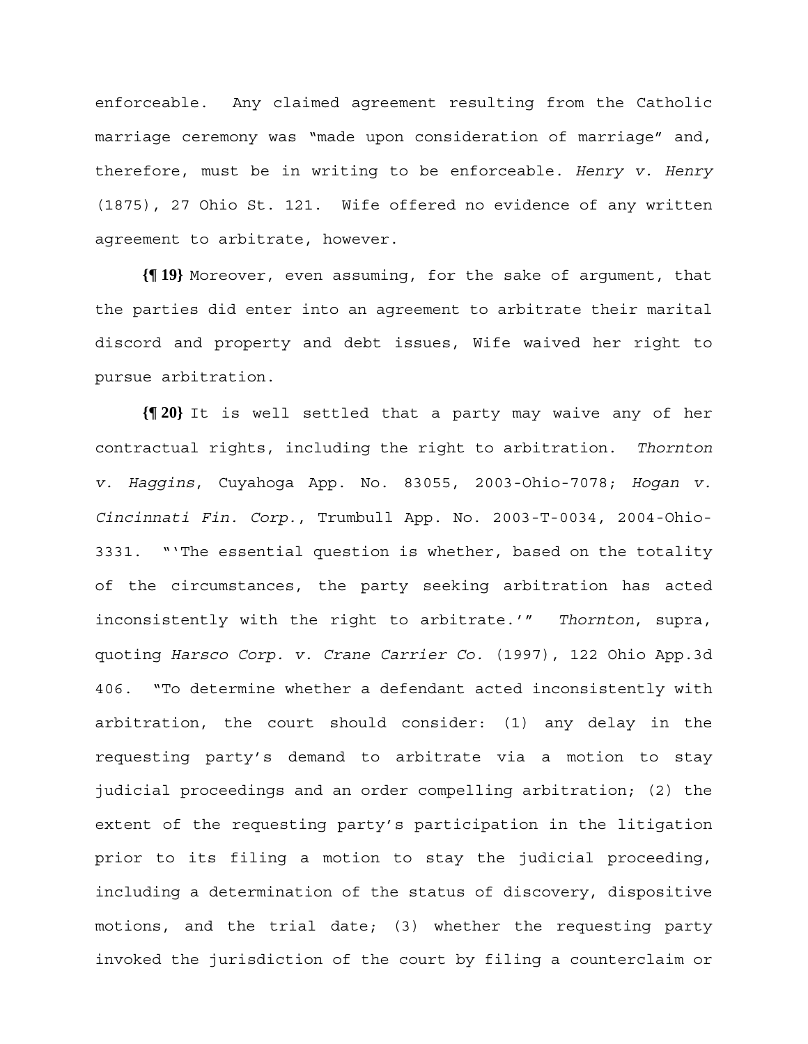enforceable. Any claimed agreement resulting from the Catholic marriage ceremony was "made upon consideration of marriage" and, therefore, must be in writing to be enforceable. *Henry v. Henry* (1875), 27 Ohio St. 121. Wife offered no evidence of any written agreement to arbitrate, however.

**{¶ 19}** Moreover, even assuming, for the sake of argument, that the parties did enter into an agreement to arbitrate their marital discord and property and debt issues, Wife waived her right to pursue arbitration.

**{¶ 20}** It is well settled that a party may waive any of her contractual rights, including the right to arbitration. *Thornton v. Haggins*, Cuyahoga App. No. 83055, 2003-Ohio-7078; *Hogan v. Cincinnati Fin. Corp.*, Trumbull App. No. 2003-T-0034, 2004-Ohio-3331. "'The essential question is whether, based on the totality of the circumstances, the party seeking arbitration has acted inconsistently with the right to arbitrate.'" *Thornton*, supra, quoting *Harsco Corp. v. Crane Carrier Co.* (1997), 122 Ohio App.3d 406. "To determine whether a defendant acted inconsistently with arbitration, the court should consider: (1) any delay in the requesting party's demand to arbitrate via a motion to stay judicial proceedings and an order compelling arbitration; (2) the extent of the requesting party's participation in the litigation prior to its filing a motion to stay the judicial proceeding, including a determination of the status of discovery, dispositive motions, and the trial date; (3) whether the requesting party invoked the jurisdiction of the court by filing a counterclaim or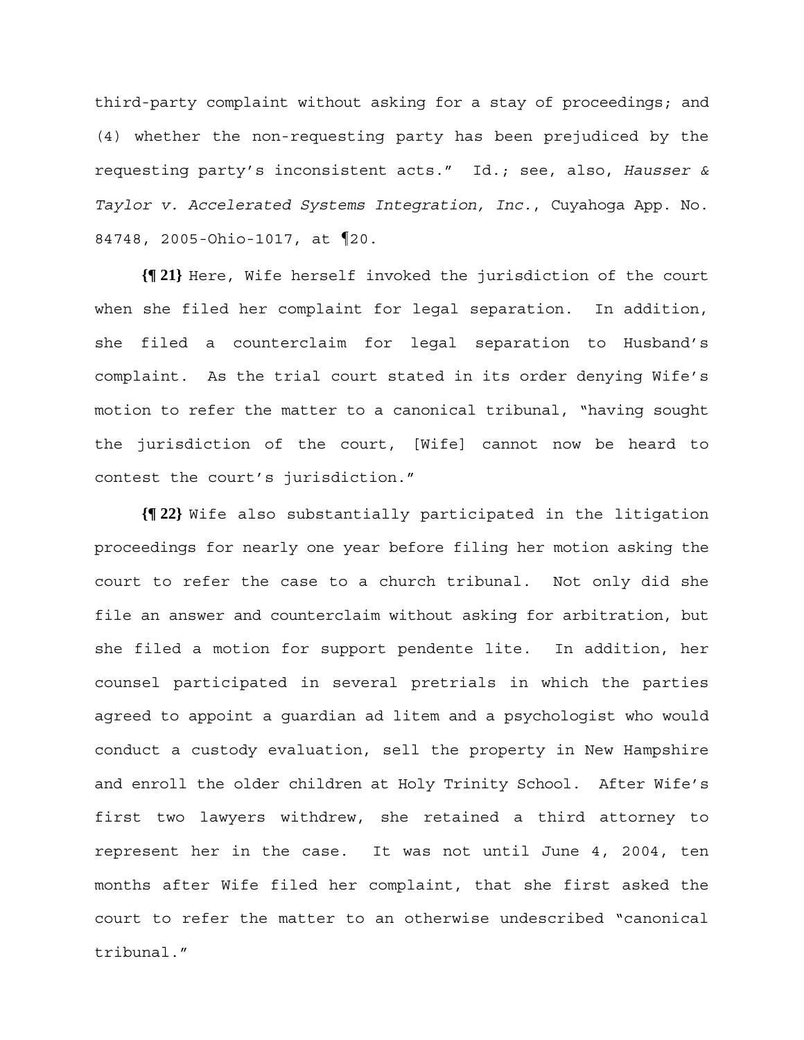third-party complaint without asking for a stay of proceedings; and (4) whether the non-requesting party has been prejudiced by the requesting party's inconsistent acts." Id.; see, also, *Hausser & Taylor v. Accelerated Systems Integration, Inc.*, Cuyahoga App. No. 84748, 2005-Ohio-1017, at ¶20.

**{¶ 21}** Here, Wife herself invoked the jurisdiction of the court when she filed her complaint for legal separation. In addition, she filed a counterclaim for legal separation to Husband's complaint. As the trial court stated in its order denying Wife's motion to refer the matter to a canonical tribunal, "having sought the jurisdiction of the court, [Wife] cannot now be heard to contest the court's jurisdiction."

**{¶ 22}** Wife also substantially participated in the litigation proceedings for nearly one year before filing her motion asking the court to refer the case to a church tribunal. Not only did she file an answer and counterclaim without asking for arbitration, but she filed a motion for support pendente lite. In addition, her counsel participated in several pretrials in which the parties agreed to appoint a guardian ad litem and a psychologist who would conduct a custody evaluation, sell the property in New Hampshire and enroll the older children at Holy Trinity School. After Wife's first two lawyers withdrew, she retained a third attorney to represent her in the case. It was not until June 4, 2004, ten months after Wife filed her complaint, that she first asked the court to refer the matter to an otherwise undescribed "canonical tribunal."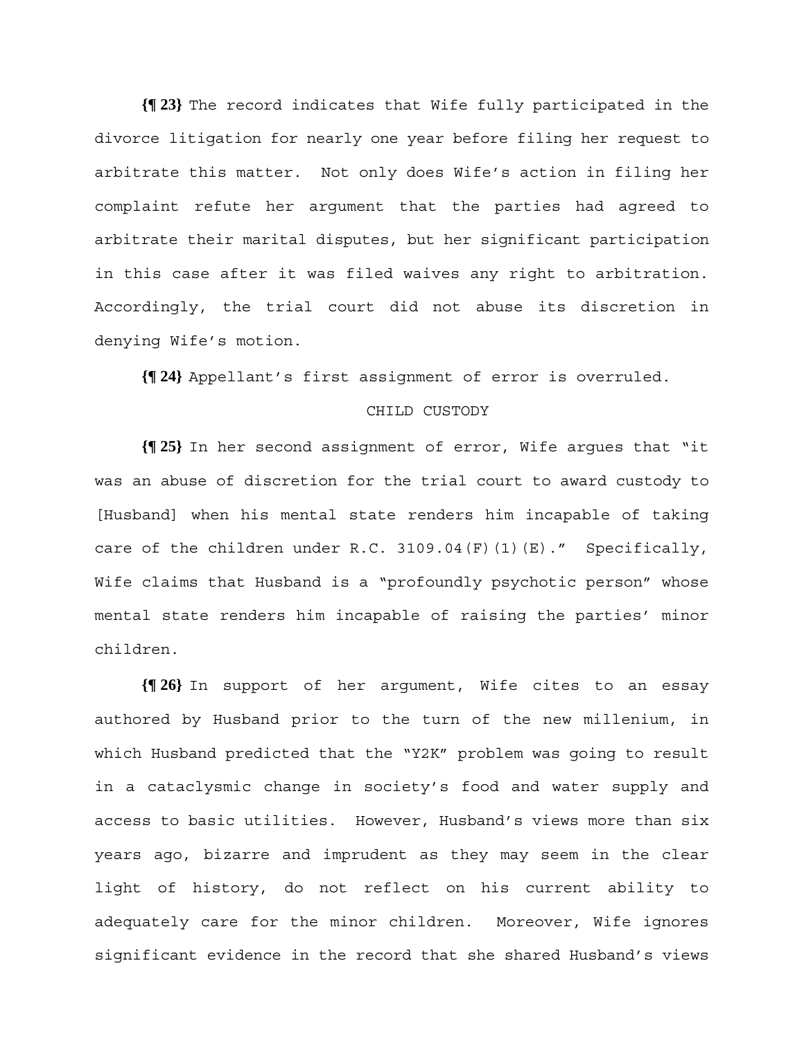**{¶ 23}** The record indicates that Wife fully participated in the divorce litigation for nearly one year before filing her request to arbitrate this matter. Not only does Wife's action in filing her complaint refute her argument that the parties had agreed to arbitrate their marital disputes, but her significant participation in this case after it was filed waives any right to arbitration. Accordingly, the trial court did not abuse its discretion in denying Wife's motion.

**{¶ 24}** Appellant's first assignment of error is overruled.

CHILD CUSTODY

**{¶ 25}** In her second assignment of error, Wife argues that "it was an abuse of discretion for the trial court to award custody to [Husband] when his mental state renders him incapable of taking care of the children under R.C. 3109.04(F)(1)(E)." Specifically, Wife claims that Husband is a "profoundly psychotic person" whose mental state renders him incapable of raising the parties' minor children.

**{¶ 26}** In support of her argument, Wife cites to an essay authored by Husband prior to the turn of the new millenium, in which Husband predicted that the "Y2K" problem was going to result in a cataclysmic change in society's food and water supply and access to basic utilities. However, Husband's views more than six years ago, bizarre and imprudent as they may seem in the clear light of history, do not reflect on his current ability to adequately care for the minor children. Moreover, Wife ignores significant evidence in the record that she shared Husband's views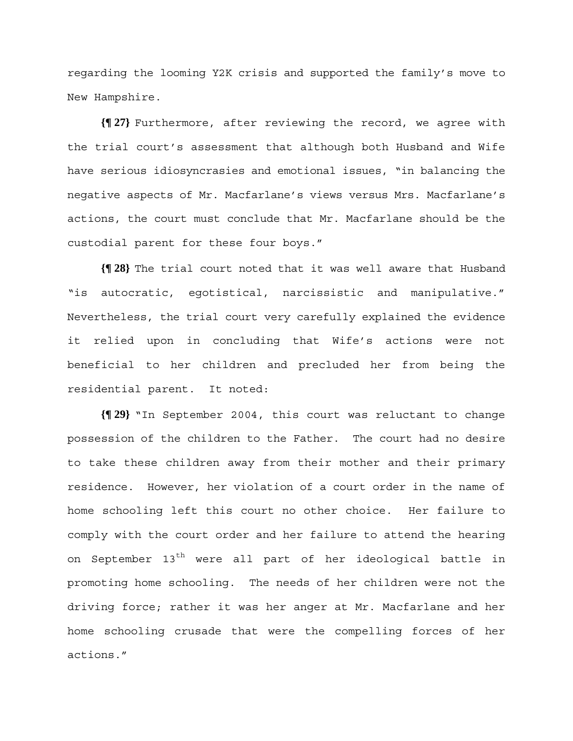regarding the looming Y2K crisis and supported the family's move to New Hampshire.

**{¶ 27}** Furthermore, after reviewing the record, we agree with the trial court's assessment that although both Husband and Wife have serious idiosyncrasies and emotional issues, "in balancing the negative aspects of Mr. Macfarlane's views versus Mrs. Macfarlane's actions, the court must conclude that Mr. Macfarlane should be the custodial parent for these four boys."

**{¶ 28}** The trial court noted that it was well aware that Husband "is autocratic, egotistical, narcissistic and manipulative." Nevertheless, the trial court very carefully explained the evidence it relied upon in concluding that Wife's actions were not beneficial to her children and precluded her from being the residential parent. It noted:

**{¶ 29}** "In September 2004, this court was reluctant to change possession of the children to the Father. The court had no desire to take these children away from their mother and their primary residence. However, her violation of a court order in the name of home schooling left this court no other choice. Her failure to comply with the court order and her failure to attend the hearing on September 13th were all part of her ideological battle in promoting home schooling. The needs of her children were not the driving force; rather it was her anger at Mr. Macfarlane and her home schooling crusade that were the compelling forces of her actions."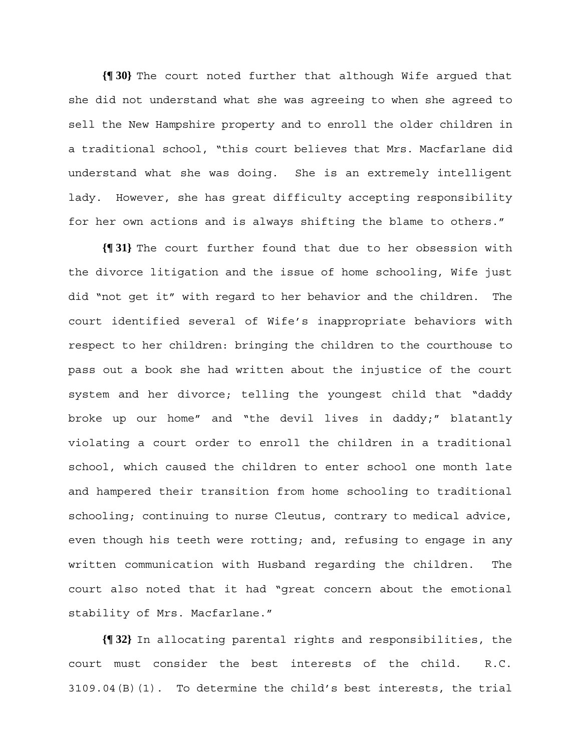**{¶ 30}** The court noted further that although Wife argued that she did not understand what she was agreeing to when she agreed to sell the New Hampshire property and to enroll the older children in a traditional school, "this court believes that Mrs. Macfarlane did understand what she was doing. She is an extremely intelligent lady. However, she has great difficulty accepting responsibility for her own actions and is always shifting the blame to others."

**{¶ 31}** The court further found that due to her obsession with the divorce litigation and the issue of home schooling, Wife just did "not get it" with regard to her behavior and the children. The court identified several of Wife's inappropriate behaviors with respect to her children: bringing the children to the courthouse to pass out a book she had written about the injustice of the court system and her divorce; telling the youngest child that "daddy broke up our home" and "the devil lives in daddy;" blatantly violating a court order to enroll the children in a traditional school, which caused the children to enter school one month late and hampered their transition from home schooling to traditional schooling; continuing to nurse Cleutus, contrary to medical advice, even though his teeth were rotting; and, refusing to engage in any written communication with Husband regarding the children. The court also noted that it had "great concern about the emotional stability of Mrs. Macfarlane."

**{¶ 32}** In allocating parental rights and responsibilities, the court must consider the best interests of the child. R.C. 3109.04(B)(1). To determine the child's best interests, the trial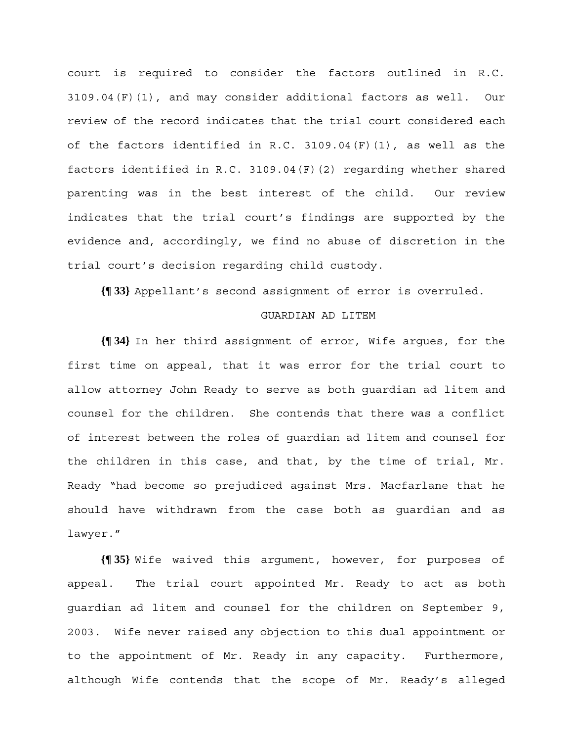court is required to consider the factors outlined in R.C. 3109.04(F)(1), and may consider additional factors as well. Our review of the record indicates that the trial court considered each of the factors identified in R.C. 3109.04(F)(1), as well as the factors identified in R.C. 3109.04(F)(2) regarding whether shared parenting was in the best interest of the child. Our review indicates that the trial court's findings are supported by the evidence and, accordingly, we find no abuse of discretion in the trial court's decision regarding child custody.

**{¶ 33}** Appellant's second assignment of error is overruled.

## GUARDIAN AD LITEM

**{¶ 34}** In her third assignment of error, Wife argues, for the first time on appeal, that it was error for the trial court to allow attorney John Ready to serve as both guardian ad litem and counsel for the children. She contends that there was a conflict of interest between the roles of guardian ad litem and counsel for the children in this case, and that, by the time of trial, Mr. Ready "had become so prejudiced against Mrs. Macfarlane that he should have withdrawn from the case both as guardian and as lawyer."

**{¶ 35}** Wife waived this argument, however, for purposes of appeal. The trial court appointed Mr. Ready to act as both guardian ad litem and counsel for the children on September 9, 2003. Wife never raised any objection to this dual appointment or to the appointment of Mr. Ready in any capacity. Furthermore, although Wife contends that the scope of Mr. Ready's alleged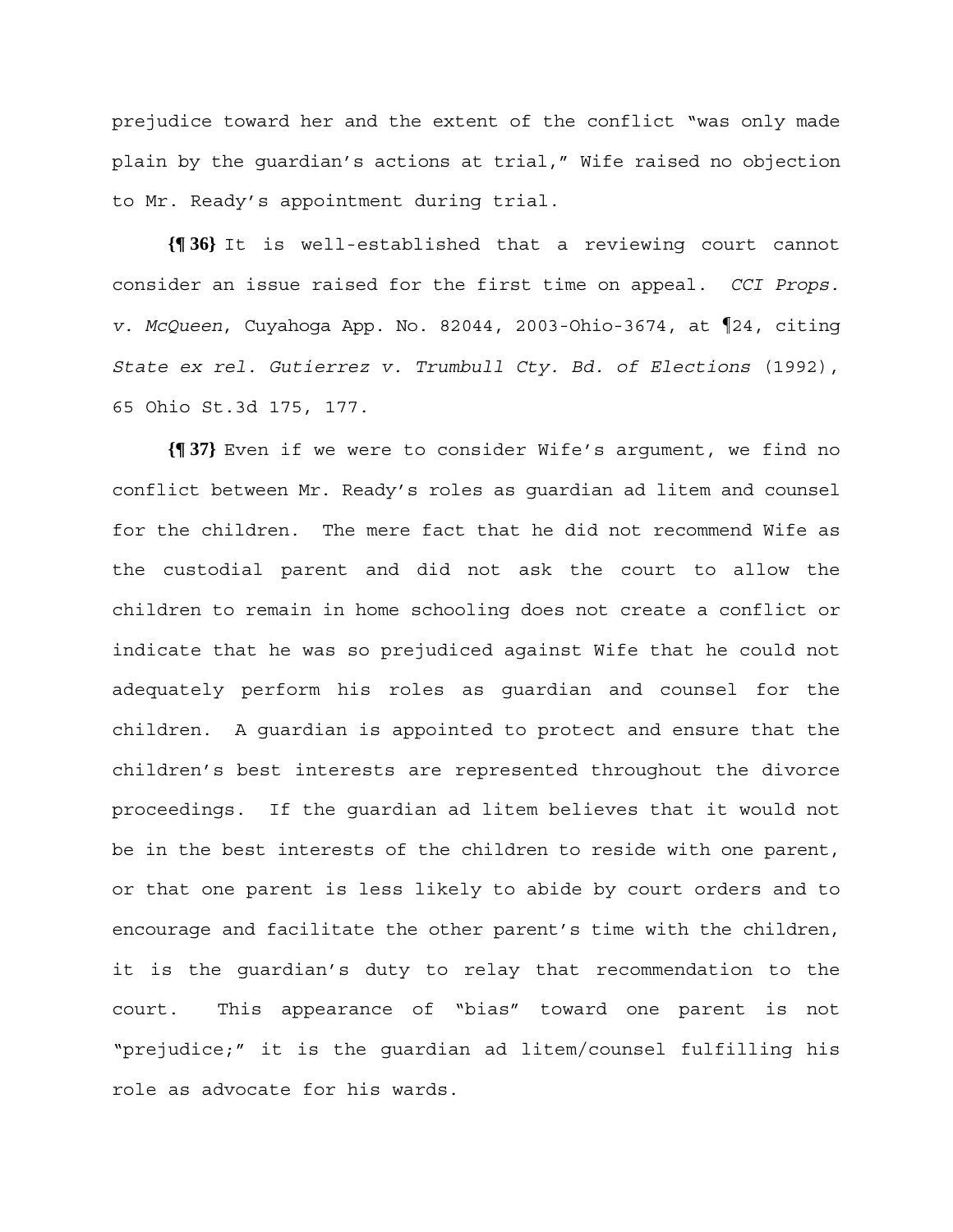prejudice toward her and the extent of the conflict "was only made plain by the guardian's actions at trial," Wife raised no objection to Mr. Ready's appointment during trial.

**{¶ 36}** It is well-established that a reviewing court cannot consider an issue raised for the first time on appeal. *CCI Props. v. McQueen*, Cuyahoga App. No. 82044, 2003-Ohio-3674, at ¶24, citing *State ex rel. Gutierrez v. Trumbull Cty. Bd. of Elections* (1992), 65 Ohio St.3d 175, 177.

**{¶ 37}** Even if we were to consider Wife's argument, we find no conflict between Mr. Ready's roles as guardian ad litem and counsel for the children. The mere fact that he did not recommend Wife as the custodial parent and did not ask the court to allow the children to remain in home schooling does not create a conflict or indicate that he was so prejudiced against Wife that he could not adequately perform his roles as guardian and counsel for the children. A guardian is appointed to protect and ensure that the children's best interests are represented throughout the divorce proceedings. If the guardian ad litem believes that it would not be in the best interests of the children to reside with one parent, or that one parent is less likely to abide by court orders and to encourage and facilitate the other parent's time with the children, it is the guardian's duty to relay that recommendation to the court. This appearance of "bias" toward one parent is not "prejudice;" it is the guardian ad litem/counsel fulfilling his role as advocate for his wards.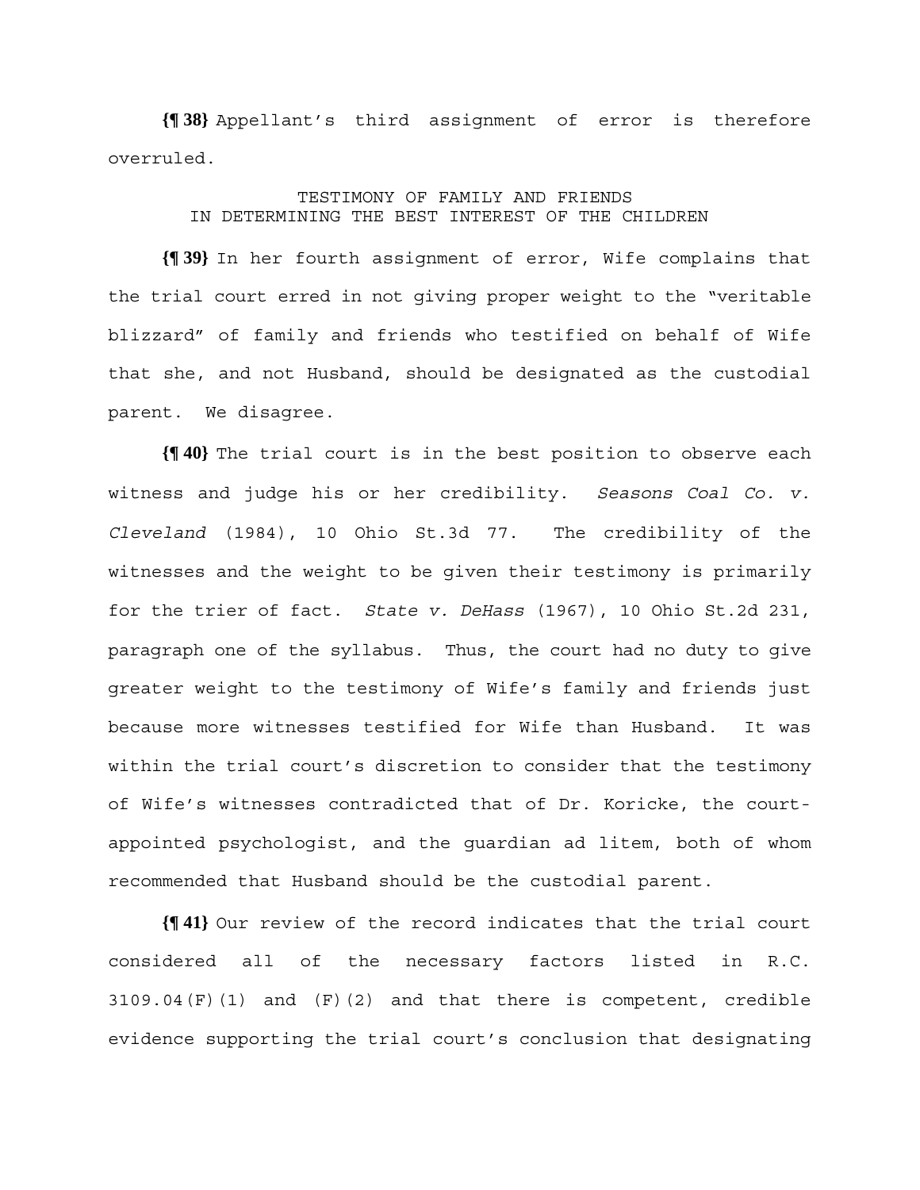**{¶ 38}** Appellant's third assignment of error is therefore overruled.

TESTIMONY OF FAMILY AND FRIENDS
IN DETERMINING THE BEST INTEREST OF THE CHILDREN

**{¶ 39}** In her fourth assignment of error, Wife complains that the trial court erred in not giving proper weight to the "veritable blizzard" of family and friends who testified on behalf of Wife that she, and not Husband, should be designated as the custodial parent. We disagree.

**{¶ 40}** The trial court is in the best position to observe each witness and judge his or her credibility. *Seasons Coal Co. v. Cleveland* (1984), 10 Ohio St.3d 77. The credibility of the witnesses and the weight to be given their testimony is primarily for the trier of fact. *State v. DeHass* (1967), 10 Ohio St.2d 231, paragraph one of the syllabus. Thus, the court had no duty to give greater weight to the testimony of Wife's family and friends just because more witnesses testified for Wife than Husband. It was within the trial court's discretion to consider that the testimony of Wife's witnesses contradicted that of Dr. Koricke, the court-appointed psychologist, and the guardian ad litem, both of whom recommended that Husband should be the custodial parent.

**{¶ 41}** Our review of the record indicates that the trial court considered all of the necessary factors listed in R.C. 3109.04(F)(1) and (F)(2) and that there is competent, credible evidence supporting the trial court's conclusion that designating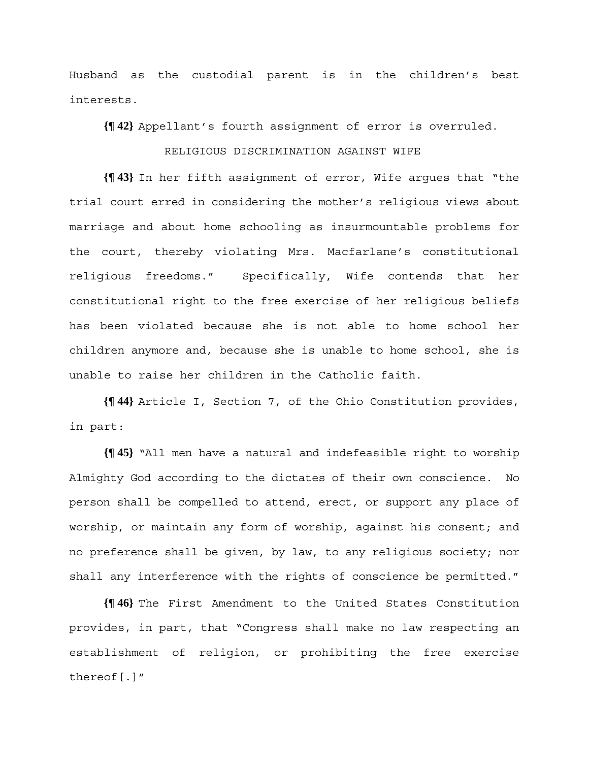Husband as the custodial parent is in the children's best interests.

**{¶ 42}** Appellant's fourth assignment of error is overruled.

RELIGIOUS DISCRIMINATION AGAINST WIFE

**{¶ 43}** In her fifth assignment of error, Wife argues that "the trial court erred in considering the mother's religious views about marriage and about home schooling as insurmountable problems for the court, thereby violating Mrs. Macfarlane's constitutional religious freedoms." Specifically, Wife contends that her constitutional right to the free exercise of her religious beliefs has been violated because she is not able to home school her children anymore and, because she is unable to home school, she is unable to raise her children in the Catholic faith.

**{¶ 44}** Article I, Section 7, of the Ohio Constitution provides, in part:

**{¶ 45}** "All men have a natural and indefeasible right to worship Almighty God according to the dictates of their own conscience. No person shall be compelled to attend, erect, or support any place of worship, or maintain any form of worship, against his consent; and no preference shall be given, by law, to any religious society; nor shall any interference with the rights of conscience be permitted."

**{¶ 46}** The First Amendment to the United States Constitution provides, in part, that "Congress shall make no law respecting an establishment of religion, or prohibiting the free exercise thereof[.]"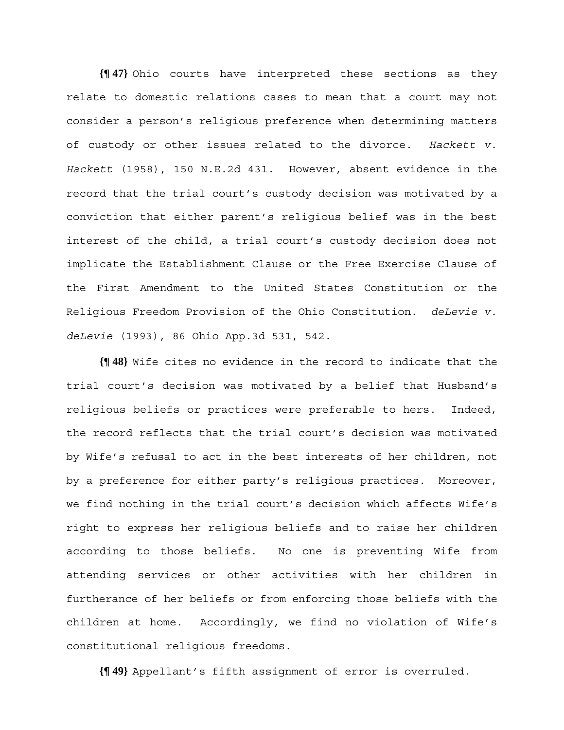**{¶ 47}** Ohio courts have interpreted these sections as they relate to domestic relations cases to mean that a court may not consider a person's religious preference when determining matters of custody or other issues related to the divorce. *Hackett v. Hackett* (1958), 150 N.E.2d 431. However, absent evidence in the record that the trial court's custody decision was motivated by a conviction that either parent's religious belief was in the best interest of the child, a trial court's custody decision does not implicate the Establishment Clause or the Free Exercise Clause of the First Amendment to the United States Constitution or the Religious Freedom Provision of the Ohio Constitution. *deLevie v. deLevie* (1993), 86 Ohio App.3d 531, 542.

**{¶ 48}** Wife cites no evidence in the record to indicate that the trial court's decision was motivated by a belief that Husband's religious beliefs or practices were preferable to hers. Indeed, the record reflects that the trial court's decision was motivated by Wife's refusal to act in the best interests of her children, not by a preference for either party's religious practices. Moreover, we find nothing in the trial court's decision which affects Wife's right to express her religious beliefs and to raise her children according to those beliefs. No one is preventing Wife from attending services or other activities with her children in furtherance of her beliefs or from enforcing those beliefs with the children at home. Accordingly, we find no violation of Wife's constitutional religious freedoms.

**{¶ 49}** Appellant's fifth assignment of error is overruled.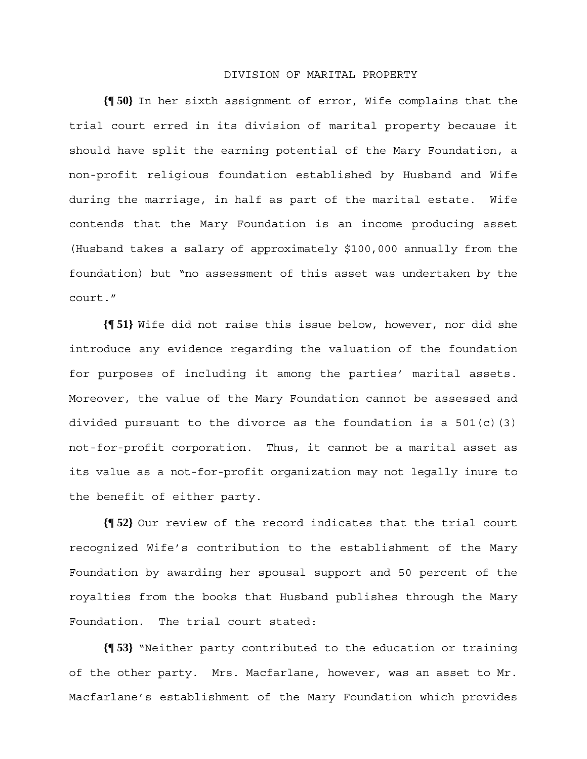## DIVISION OF MARITAL PROPERTY

**{¶ 50}** In her sixth assignment of error, Wife complains that the trial court erred in its division of marital property because it should have split the earning potential of the Mary Foundation, a non-profit religious foundation established by Husband and Wife during the marriage, in half as part of the marital estate. Wife contends that the Mary Foundation is an income producing asset (Husband takes a salary of approximately $100,000 annually from the foundation) but "no assessment of this asset was undertaken by the court."

**{¶ 51}** Wife did not raise this issue below, however, nor did she introduce any evidence regarding the valuation of the foundation for purposes of including it among the parties' marital assets. Moreover, the value of the Mary Foundation cannot be assessed and divided pursuant to the divorce as the foundation is a 501(c)(3) not-for-profit corporation. Thus, it cannot be a marital asset as its value as a not-for-profit organization may not legally inure to the benefit of either party.

**{¶ 52}** Our review of the record indicates that the trial court recognized Wife's contribution to the establishment of the Mary Foundation by awarding her spousal support and 50 percent of the royalties from the books that Husband publishes through the Mary Foundation. The trial court stated:

**{¶ 53}** "Neither party contributed to the education or training of the other party. Mrs. Macfarlane, however, was an asset to Mr. Macfarlane's establishment of the Mary Foundation which provides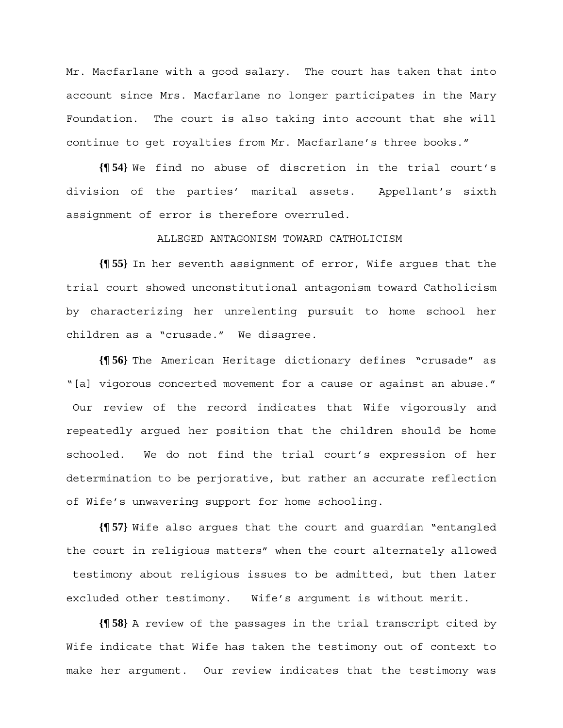Mr. Macfarlane with a good salary. The court has taken that into account since Mrs. Macfarlane no longer participates in the Mary Foundation. The court is also taking into account that she will continue to get royalties from Mr. Macfarlane's three books."

**{¶ 54}** We find no abuse of discretion in the trial court's division of the parties' marital assets. Appellant's sixth assignment of error is therefore overruled.

ALLEGED ANTAGONISM TOWARD CATHOLICISM

**{¶ 55}** In her seventh assignment of error, Wife argues that the trial court showed unconstitutional antagonism toward Catholicism by characterizing her unrelenting pursuit to home school her children as a "crusade." We disagree.

**{¶ 56}** The American Heritage dictionary defines "crusade" as "[a] vigorous concerted movement for a cause or against an abuse." Our review of the record indicates that Wife vigorously and repeatedly argued her position that the children should be home schooled. We do not find the trial court's expression of her determination to be perjorative, but rather an accurate reflection of Wife's unwavering support for home schooling.

**{¶ 57}** Wife also argues that the court and guardian "entangled the court in religious matters" when the court alternately allowed testimony about religious issues to be admitted, but then later excluded other testimony. Wife's argument is without merit.

**{¶ 58}** A review of the passages in the trial transcript cited by Wife indicate that Wife has taken the testimony out of context to make her argument. Our review indicates that the testimony was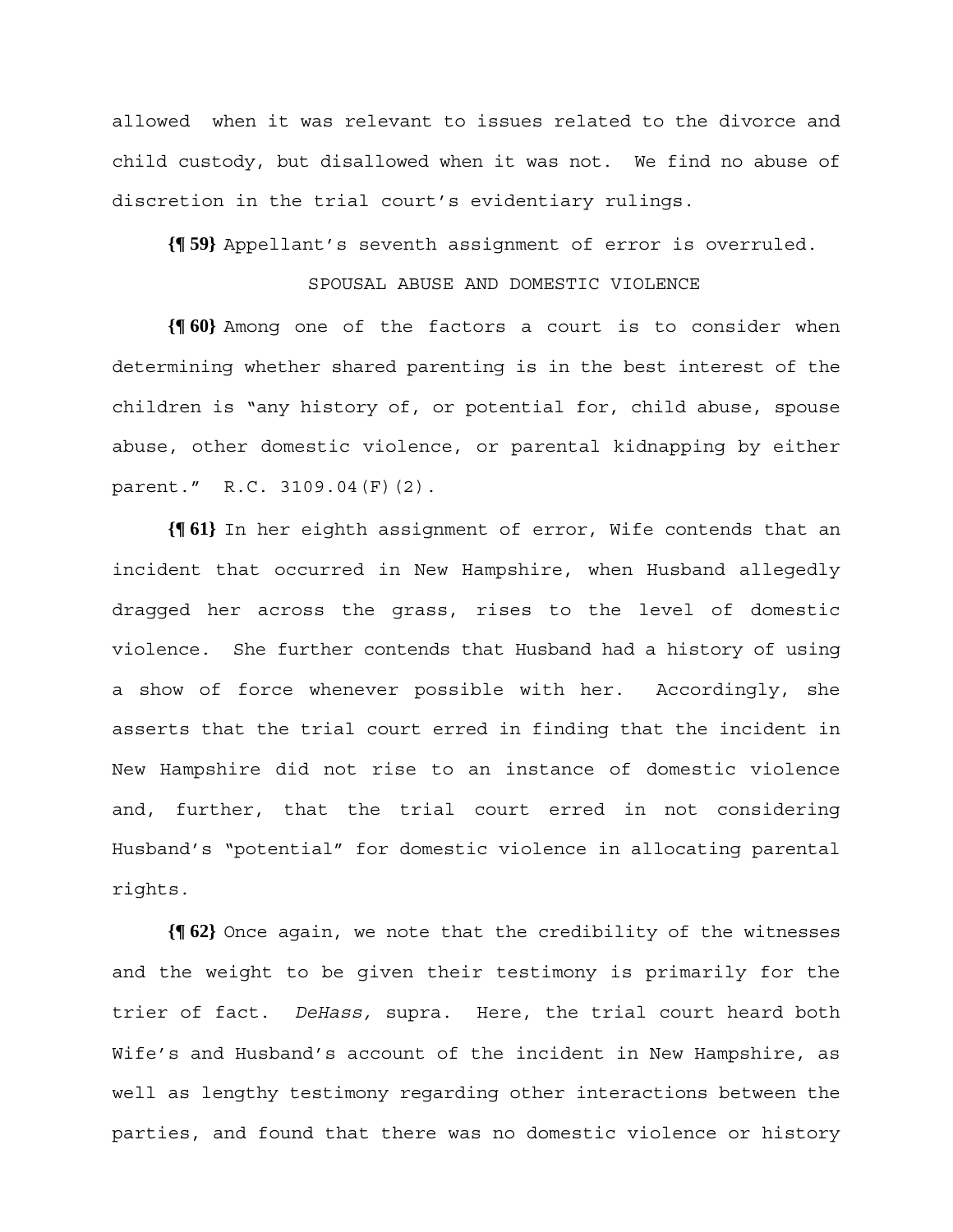allowed when it was relevant to issues related to the divorce and child custody, but disallowed when it was not. We find no abuse of discretion in the trial court's evidentiary rulings.

**{¶ 59}** Appellant's seventh assignment of error is overruled.

SPOUSAL ABUSE AND DOMESTIC VIOLENCE

**{¶ 60}** Among one of the factors a court is to consider when determining whether shared parenting is in the best interest of the children is "any history of, or potential for, child abuse, spouse abuse, other domestic violence, or parental kidnapping by either parent." R.C. 3109.04(F)(2).

**{¶ 61}** In her eighth assignment of error, Wife contends that an incident that occurred in New Hampshire, when Husband allegedly dragged her across the grass, rises to the level of domestic violence. She further contends that Husband had a history of using a show of force whenever possible with her. Accordingly, she asserts that the trial court erred in finding that the incident in New Hampshire did not rise to an instance of domestic violence and, further, that the trial court erred in not considering Husband's "potential" for domestic violence in allocating parental rights.

**{¶ 62}** Once again, we note that the credibility of the witnesses and the weight to be given their testimony is primarily for the trier of fact. *DeHass,* supra. Here, the trial court heard both Wife's and Husband's account of the incident in New Hampshire, as well as lengthy testimony regarding other interactions between the parties, and found that there was no domestic violence or history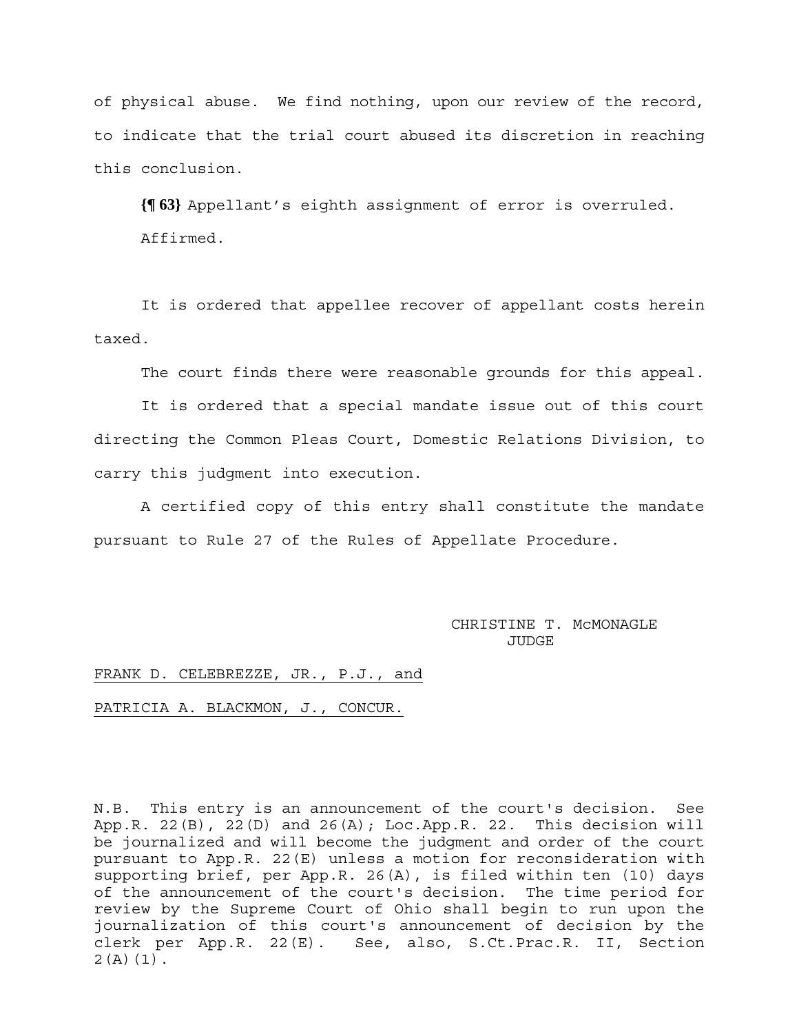of physical abuse. We find nothing, upon our review of the record, to indicate that the trial court abused its discretion in reaching this conclusion.

**{¶ 63}** Appellant's eighth assignment of error is overruled.

Affirmed.

It is ordered that appellee recover of appellant costs herein taxed.

The court finds there were reasonable grounds for this appeal.

It is ordered that a special mandate issue out of this court directing the Common Pleas Court, Domestic Relations Division, to carry this judgment into execution.

A certified copy of this entry shall constitute the mandate pursuant to Rule 27 of the Rules of Appellate Procedure.

CHRISTINE T. McMONAGLE
JUDGE

FRANK D. CELEBREZZE, JR., P.J., and

PATRICIA A. BLACKMON, J., CONCUR.

N.B. This entry is an announcement of the court's decision. See App.R. 22(B), 22(D) and 26(A); Loc.App.R. 22. This decision will be journalized and will become the judgment and order of the court pursuant to App.R. 22(E) unless a motion for reconsideration with supporting brief, per App.R. 26(A), is filed within ten (10) days of the announcement of the court's decision. The time period for review by the Supreme Court of Ohio shall begin to run upon the journalization of this court's announcement of decision by the clerk per App.R. 22(E). See, also, S.Ct.Prac.R. II, Section 2(A)(1).